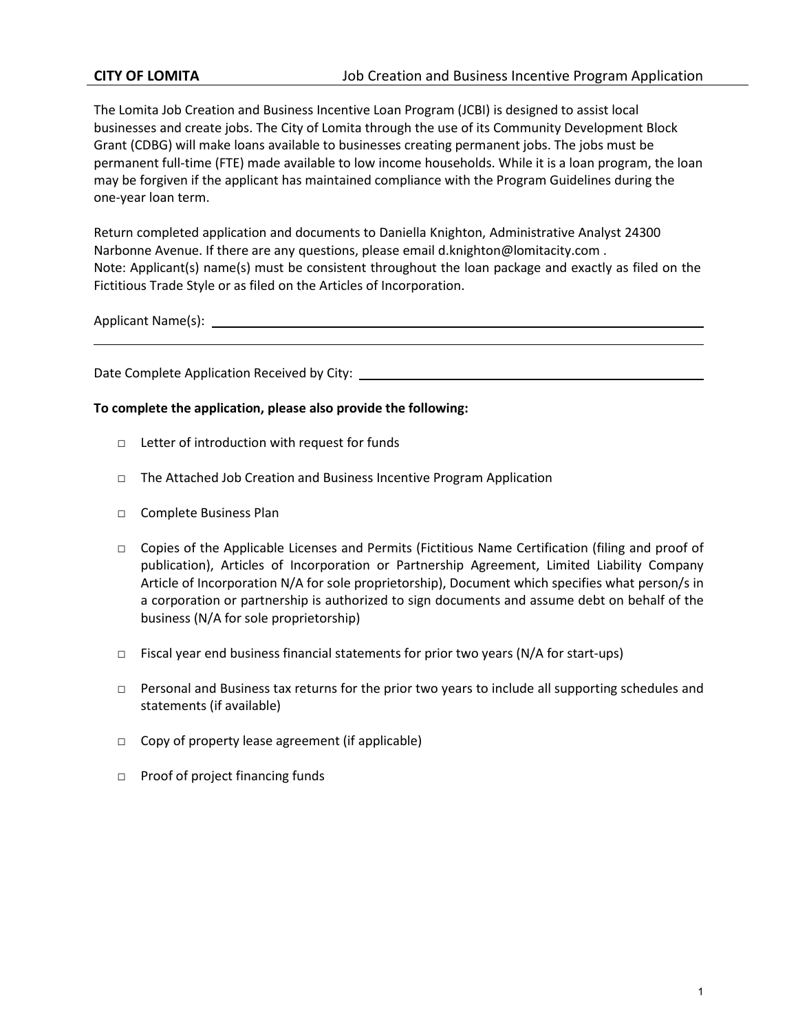**CITY OF LOMITA** Job Creation and Business Incentive Program Application

The Lomita Job Creation and Business Incentive Loan Program (JCBI) is designed to assist local businesses and create jobs. The City of Lomita through the use of its Community Development Block Grant (CDBG) will make loans available to businesses creating permanent jobs. The jobs must be permanent full-time (FTE) made available to low income households. While it is a loan program, the loan may be forgiven if the applicant has maintained compliance with the Program Guidelines during the one-year loan term.

Return completed application and documents to Daniella Knighton, Administrative Analyst 24300 Narbonne Avenue. If there are any questions, please email d.knighton@lomitacity.com .
Note: Applicant(s) name(s) must be consistent throughout the loan package and exactly as filed on the Fictitious Trade Style or as filed on the Articles of Incorporation.

Applicant Name(s): ______________________________________________

______________________________________________

Date Complete Application Received by City: ______________________________

**To complete the application, please also provide the following:**

- □ Letter of introduction with request for funds
- □ The Attached Job Creation and Business Incentive Program Application
- □ Complete Business Plan
- □ Copies of the Applicable Licenses and Permits (Fictitious Name Certification (filing and proof of publication), Articles of Incorporation or Partnership Agreement, Limited Liability Company Article of Incorporation N/A for sole proprietorship), Document which specifies what person/s in a corporation or partnership is authorized to sign documents and assume debt on behalf of the business (N/A for sole proprietorship)
- □ Fiscal year end business financial statements for prior two years (N/A for start-ups)
- □ Personal and Business tax returns for the prior two years to include all supporting schedules and statements (if available)
- □ Copy of property lease agreement (if applicable)
- □ Proof of project financing funds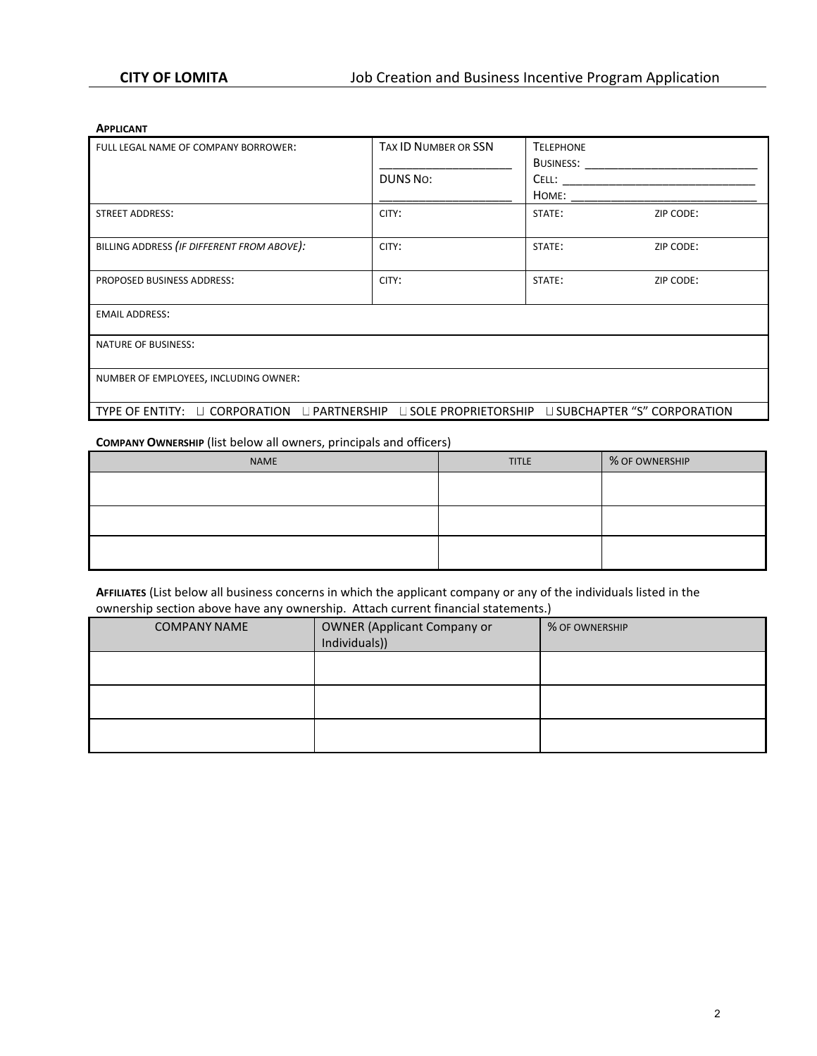**APPLICANT**

| FULL LEGAL NAME OF COMPANY BORROWER: | TAX ID NUMBER OR SSN ____________________ DUNS NO: ____________________ | TELEPHONE BUSINESS: ____________________ CELL: ____________________ HOME: ____________________ | |
|---|---|---|---|
| STREET ADDRESS: | CITY: | STATE: | ZIP CODE: |
| BILLING ADDRESS *(IF DIFFERENT FROM ABOVE):* | CITY: | STATE: | ZIP CODE: |
| PROPOSED BUSINESS ADDRESS: | CITY: | STATE: | ZIP CODE: |
| EMAIL ADDRESS: | | | |
| NATURE OF BUSINESS: | | | |
| NUMBER OF EMPLOYEES, INCLUDING OWNER: | | | |
| TYPE OF ENTITY: ☐ CORPORATION ☐ PARTNERSHIP ☐ SOLE PROPRIETORSHIP ☐ SUBCHAPTER "S" CORPORATION | | | |

**COMPANY OWNERSHIP** (list below all owners, principals and officers)

| NAME | TITLE | % OF OWNERSHIP |
|---|---|---|
| | | |
| | | |
| | | |

**AFFILIATES** (List below all business concerns in which the applicant company or any of the individuals listed in the ownership section above have any ownership. Attach current financial statements.)

| COMPANY NAME | OWNER (Applicant Company or Individuals)) | % OF OWNERSHIP |
|---|---|---|
| | | |
| | | |
| | | |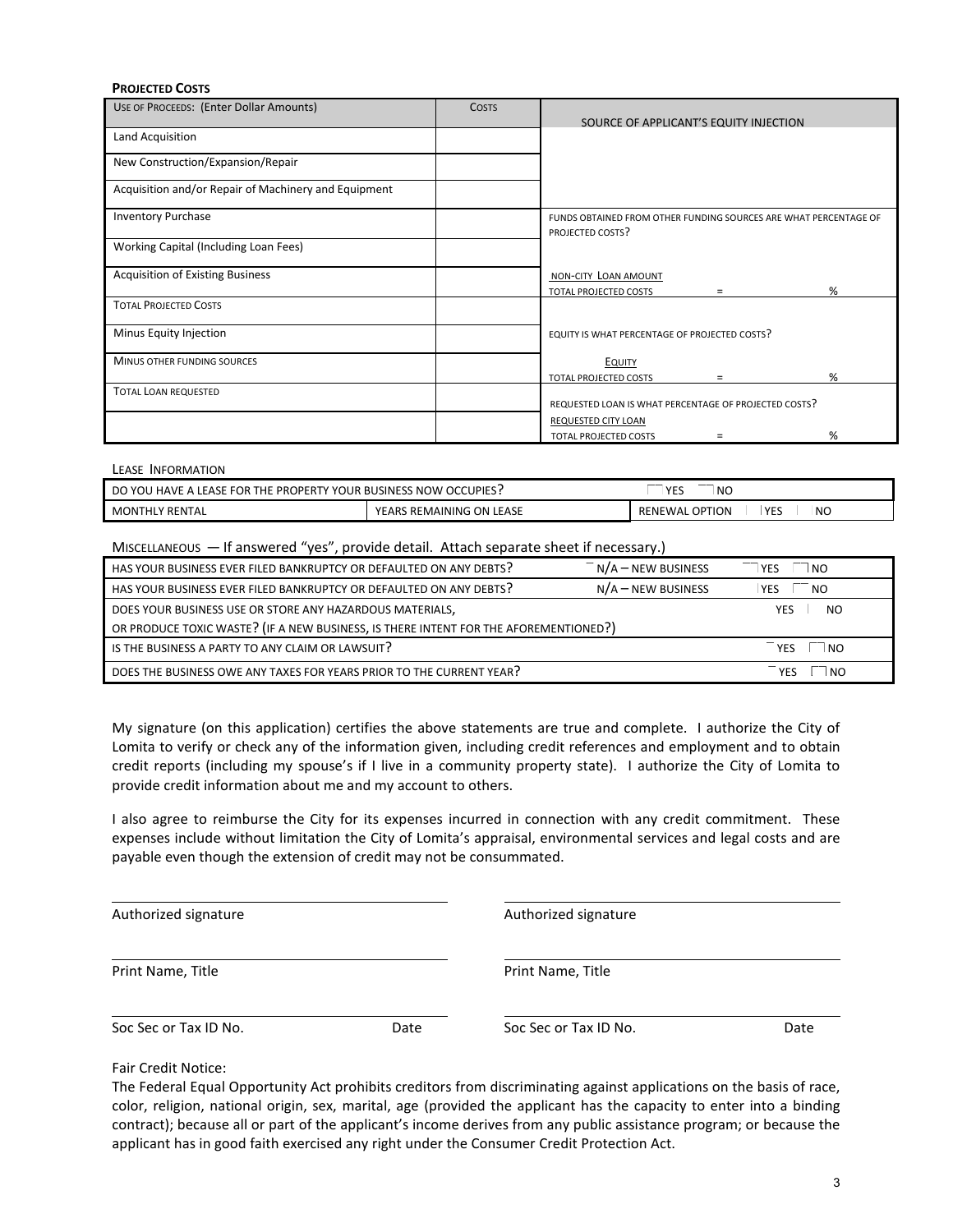**PROJECTED COSTS**

| USE OF PROCEEDS: (Enter Dollar Amounts) | COSTS | SOURCE OF APPLICANT'S EQUITY INJECTION |
|---|---|---|
| Land Acquisition | | |
| New Construction/Expansion/Repair | | |
| Acquisition and/or Repair of Machinery and Equipment | | |
| Inventory Purchase | | FUNDS OBTAINED FROM OTHER FUNDING SOURCES ARE WHAT PERCENTAGE OF PROJECTED COSTS? |
| Working Capital (Including Loan Fees) | | |
| Acquisition of Existing Business | | NON-CITY LOAN AMOUNT / TOTAL PROJECTED COSTS = % |
| TOTAL PROJECTED COSTS | | |
| Minus Equity Injection | | EQUITY IS WHAT PERCENTAGE OF PROJECTED COSTS? |
| MINUS OTHER FUNDING SOURCES | | EQUITY / TOTAL PROJECTED COSTS = % |
| TOTAL LOAN REQUESTED | | REQUESTED LOAN IS WHAT PERCENTAGE OF PROJECTED COSTS? |
| | | REQUESTED CITY LOAN / TOTAL PROJECTED COSTS = % |

LEASE INFORMATION

| DO YOU HAVE A LEASE FOR THE PROPERTY YOUR BUSINESS NOW OCCUPIES? | | ☐ YES ☐ NO |
|---|---|---|
| MONTHLY RENTAL | YEARS REMAINING ON LEASE | RENEWAL OPTION ☐ YES ☐ NO |

MISCELLANEOUS — If answered "yes", provide detail. Attach separate sheet if necessary.)

| | | |
|---|---|---|
| HAS YOUR BUSINESS EVER FILED BANKRUPTCY OR DEFAULTED ON ANY DEBTS? | ☐ N/A – NEW BUSINESS | ☐ YES ☐ NO |
| HAS YOUR BUSINESS EVER FILED BANKRUPTCY OR DEFAULTED ON ANY DEBTS? | N/A – NEW BUSINESS | ☐ YES ☐ NO |
| DOES YOUR BUSINESS USE OR STORE ANY HAZARDOUS MATERIALS, OR PRODUCE TOXIC WASTE? (IF A NEW BUSINESS, IS THERE INTENT FOR THE AFOREMENTIONED?) | | ☐ YES ☐ NO |
| IS THE BUSINESS A PARTY TO ANY CLAIM OR LAWSUIT? | | ☐ YES ☐ NO |
| DOES THE BUSINESS OWE ANY TAXES FOR YEARS PRIOR TO THE CURRENT YEAR? | | ☐ YES ☐ NO |

My signature (on this application) certifies the above statements are true and complete. I authorize the City of Lomita to verify or check any of the information given, including credit references and employment and to obtain credit reports (including my spouse's if I live in a community property state). I authorize the City of Lomita to provide credit information about me and my account to others.

I also agree to reimburse the City for its expenses incurred in connection with any credit commitment. These expenses include without limitation the City of Lomita's appraisal, environmental services and legal costs and are payable even though the extension of credit may not be consummated.

| | |
|---|---|
| Authorized signature | Authorized signature |
| Print Name, Title | Print Name, Title |
| Soc Sec or Tax ID No. Date | Soc Sec or Tax ID No. Date |

Fair Credit Notice:
The Federal Equal Opportunity Act prohibits creditors from discriminating against applications on the basis of race, color, religion, national origin, sex, marital, age (provided the applicant has the capacity to enter into a binding contract); because all or part of the applicant's income derives from any public assistance program; or because the applicant has in good faith exercised any right under the Consumer Credit Protection Act.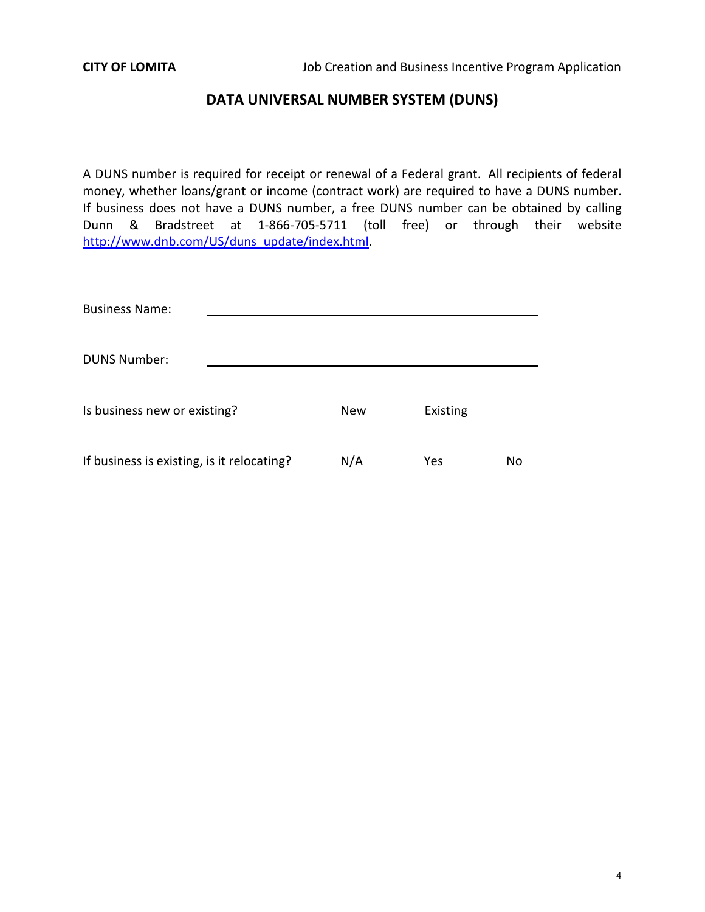## DATA UNIVERSAL NUMBER SYSTEM (DUNS)

A DUNS number is required for receipt or renewal of a Federal grant. All recipients of federal money, whether loans/grant or income (contract work) are required to have a DUNS number. If business does not have a DUNS number, a free DUNS number can be obtained by calling Dunn & Bradstreet at 1-866-705-5711 (toll free) or through their website http://www.dnb.com/US/duns_update/index.html.

Business Name: ______________________________________________

DUNS Number: ______________________________________________

Is business new or existing? New Existing

If business is existing, is it relocating? N/A Yes No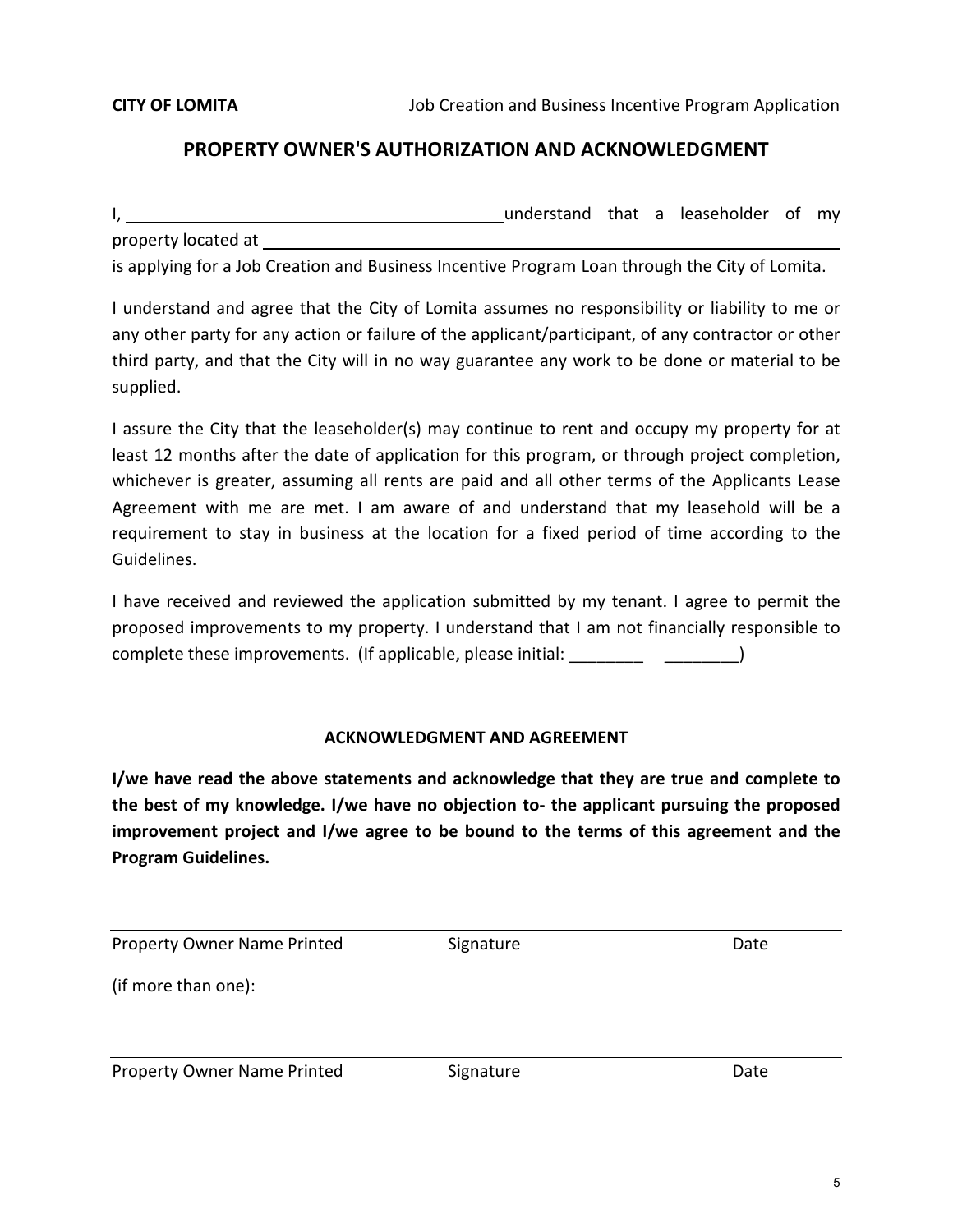# PROPERTY OWNER'S AUTHORIZATION AND ACKNOWLEDGMENT

I, ___________________________________________ understand that a leaseholder of my property located at _________________________________________________________________ is applying for a Job Creation and Business Incentive Program Loan through the City of Lomita.

I understand and agree that the City of Lomita assumes no responsibility or liability to me or any other party for any action or failure of the applicant/participant, of any contractor or other third party, and that the City will in no way guarantee any work to be done or material to be supplied.

I assure the City that the leaseholder(s) may continue to rent and occupy my property for at least 12 months after the date of application for this program, or through project completion, whichever is greater, assuming all rents are paid and all other terms of the Applicants Lease Agreement with me are met. I am aware of and understand that my leasehold will be a requirement to stay in business at the location for a fixed period of time according to the Guidelines.

I have received and reviewed the application submitted by my tenant. I agree to permit the proposed improvements to my property. I understand that I am not financially responsible to complete these improvements. (If applicable, please initial: ________ ________)

## ACKNOWLEDGMENT AND AGREEMENT

**I/we have read the above statements and acknowledge that they are true and complete to the best of my knowledge. I/we have no objection to- the applicant pursuing the proposed improvement project and I/we agree to be bound to the terms of this agreement and the Program Guidelines.**

_____________________________________________________________________

Property Owner Name Printed Signature Date

(if more than one):

_____________________________________________________________________

Property Owner Name Printed Signature Date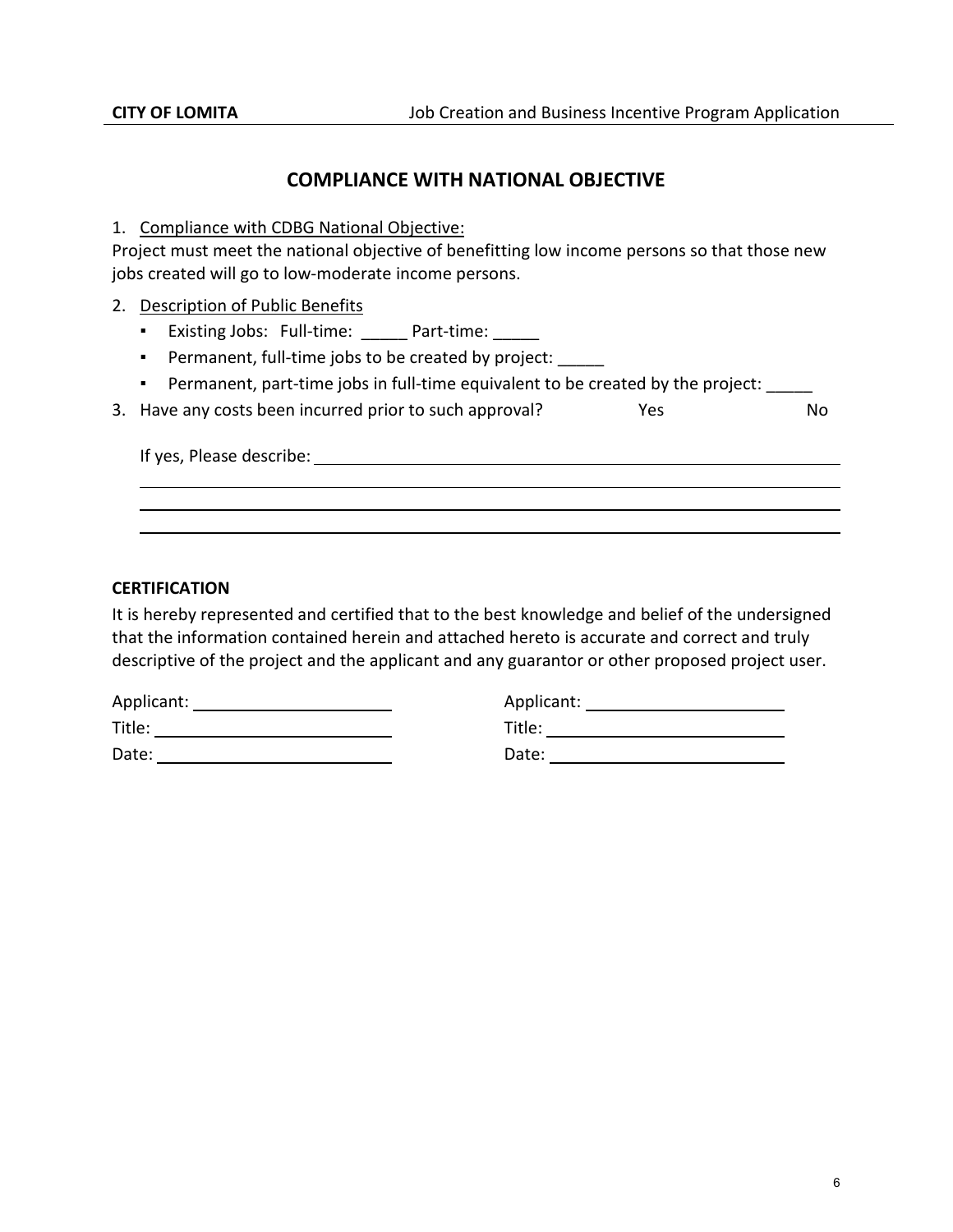## COMPLIANCE WITH NATIONAL OBJECTIVE

1. Compliance with CDBG National Objective:

Project must meet the national objective of benefitting low income persons so that those new jobs created will go to low-moderate income persons.

2. Description of Public Benefits
   - Existing Jobs: Full-time: _____ Part-time: _____
   - Permanent, full-time jobs to be created by project: _____
   - Permanent, part-time jobs in full-time equivalent to be created by the project: _____

3. Have any costs been incurred prior to such approval? Yes No

   If yes, Please describe: ____________________________________________

   ____________________________________________

   ____________________________________________

   ____________________________________________

**CERTIFICATION**

It is hereby represented and certified that to the best knowledge and belief of the undersigned that the information contained herein and attached hereto is accurate and correct and truly descriptive of the project and the applicant and any guarantor or other proposed project user.

Applicant: ____________________

Title: ____________________

Date: ____________________

Applicant: ____________________

Title: ____________________

Date: ____________________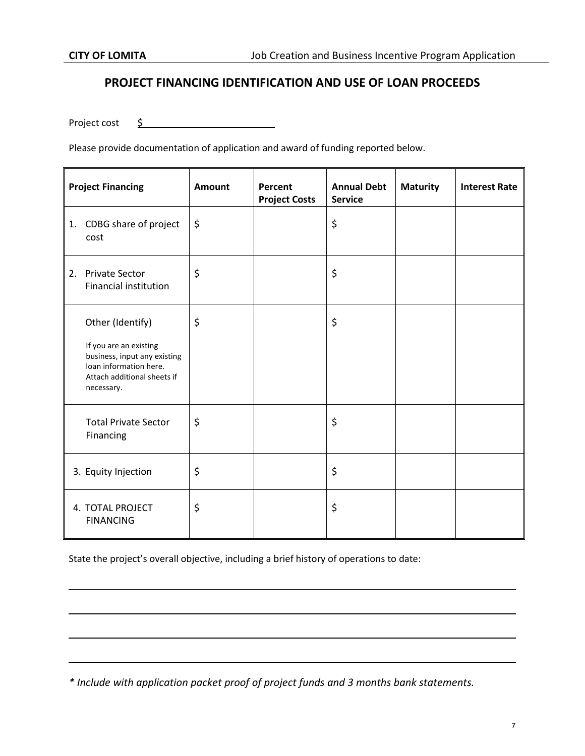## PROJECT FINANCING IDENTIFICATION AND USE OF LOAN PROCEEDS

Project cost $ ________________________

Please provide documentation of application and award of funding reported below.

| Project Financing | Amount | Percent Project Costs | Annual Debt Service | Maturity | Interest Rate |
|---|---|---|---|---|---|
| 1. CDBG share of project cost | $ | | $ | | |
| 2. Private Sector Financial institution | $ | | $ | | |
| Other (Identify)<br><br>If you are an existing business, input any existing loan information here. Attach additional sheets if necessary. | $ | | $ | | |
| Total Private Sector Financing | $ | | $ | | |
| 3. Equity Injection | $ | | $ | | |
| 4. TOTAL PROJECT FINANCING | $ | | $ | | |

State the project's overall objective, including a brief history of operations to date:

_______________________________________________________________________________

_______________________________________________________________________________

_______________________________________________________________________________

_______________________________________________________________________________

*\* Include with application packet proof of project funds and 3 months bank statements.*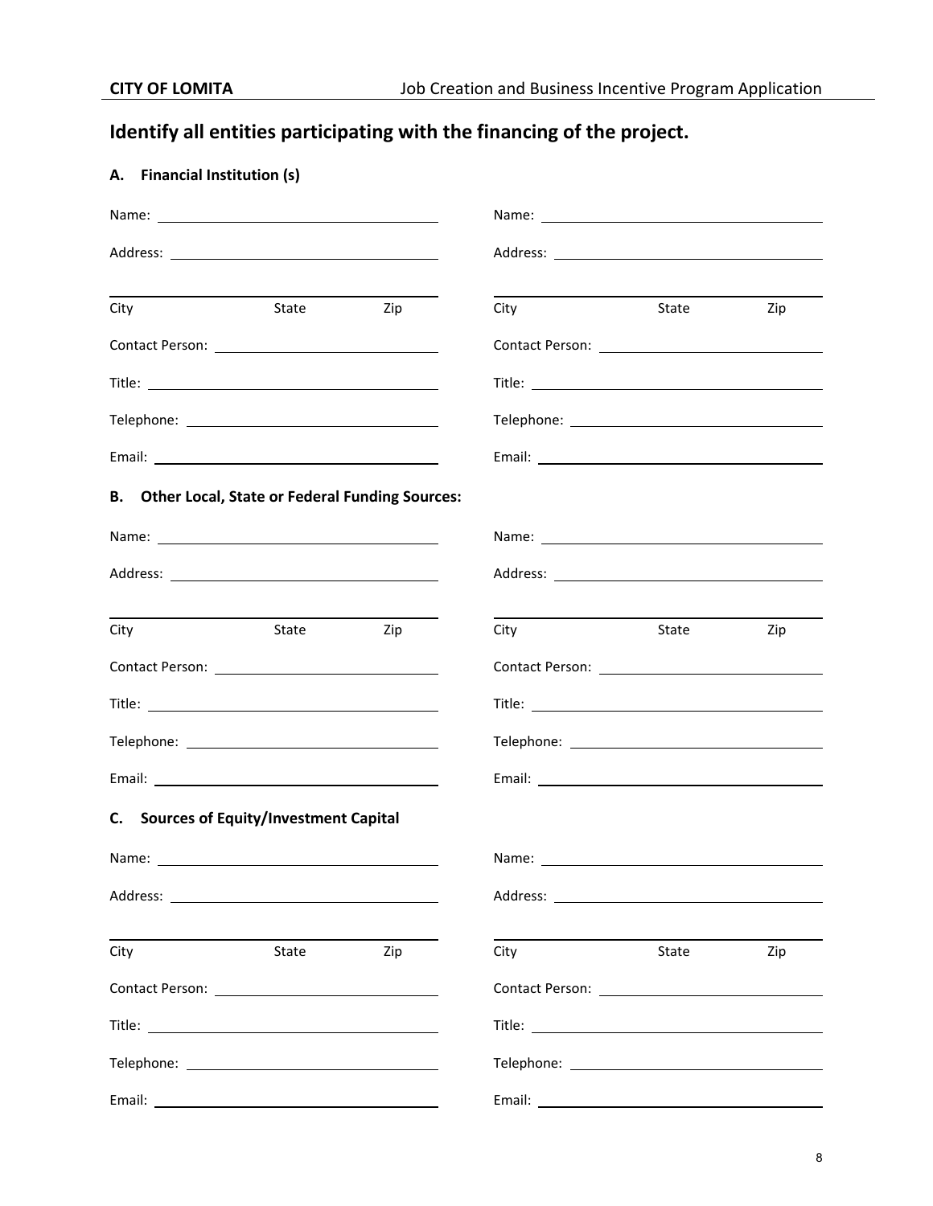## Identify all entities participating with the financing of the project.

### A. Financial Institution (s)

Name: ______________________

Address: ______________________

______________________
City State Zip

Contact Person: ______________________

Title: ______________________

Telephone: ______________________

Email: ______________________

Name: ______________________

Address: ______________________

______________________
City State Zip

Contact Person: ______________________

Title: ______________________

Telephone: ______________________

Email: ______________________

### B. Other Local, State or Federal Funding Sources:

Name: ______________________

Address: ______________________

______________________
City State Zip

Contact Person: ______________________

Title: ______________________

Telephone: ______________________

Email: ______________________

Name: ______________________

Address: ______________________

______________________
City State Zip

Contact Person: ______________________

Title: ______________________

Telephone: ______________________

Email: ______________________

### C. Sources of Equity/Investment Capital

Name: ______________________

Address: ______________________

______________________
City State Zip

Contact Person: ______________________

Title: ______________________

Telephone: ______________________

Email: ______________________

Name: ______________________

Address: ______________________

______________________
City State Zip

Contact Person: ______________________

Title: ______________________

Telephone: ______________________

Email: ______________________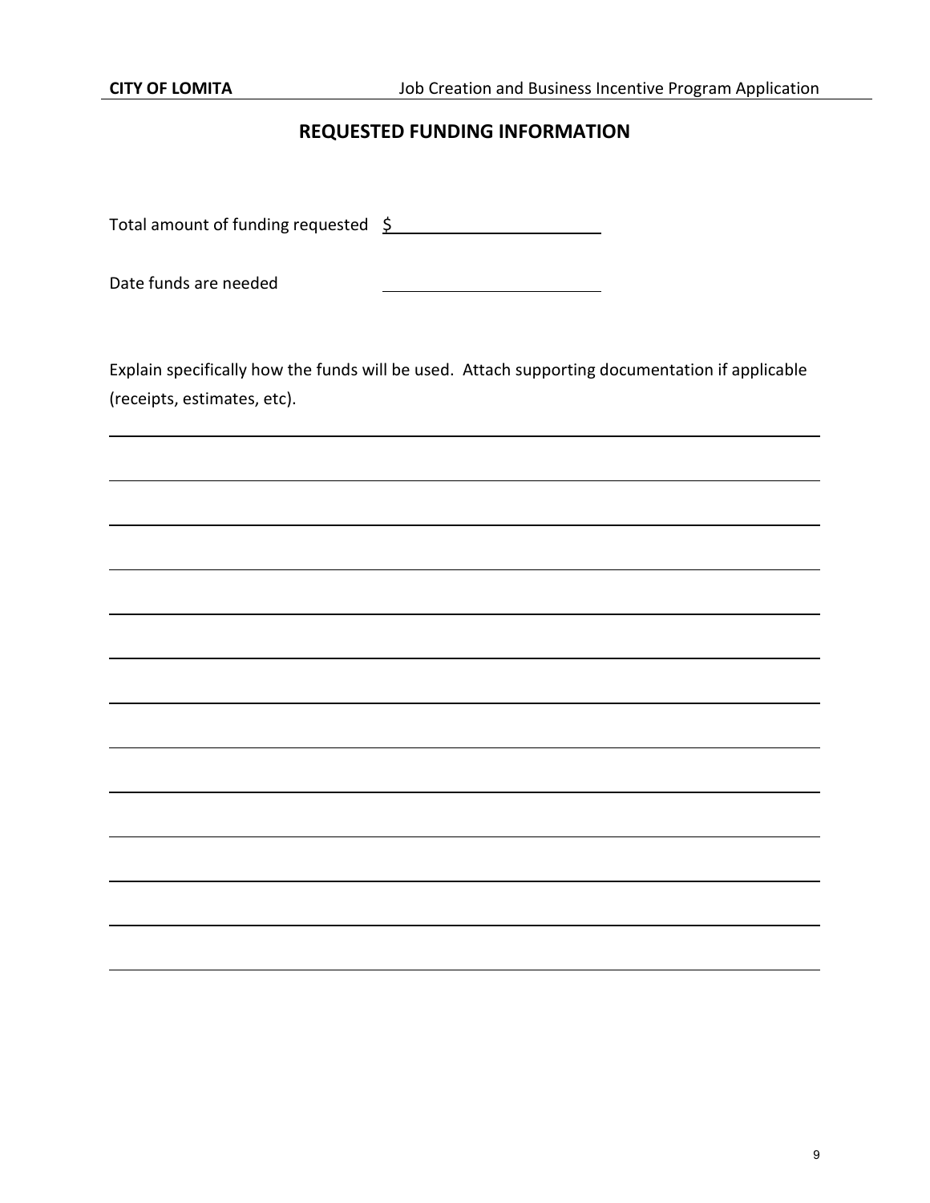## REQUESTED FUNDING INFORMATION

Total amount of funding requested $ ______________________

Date funds are needed ______________________

Explain specifically how the funds will be used. Attach supporting documentation if applicable (receipts, estimates, etc).

______________________________________________________________________________

______________________________________________________________________________

______________________________________________________________________________

______________________________________________________________________________

______________________________________________________________________________

______________________________________________________________________________

______________________________________________________________________________

______________________________________________________________________________

______________________________________________________________________________

______________________________________________________________________________

______________________________________________________________________________

______________________________________________________________________________

______________________________________________________________________________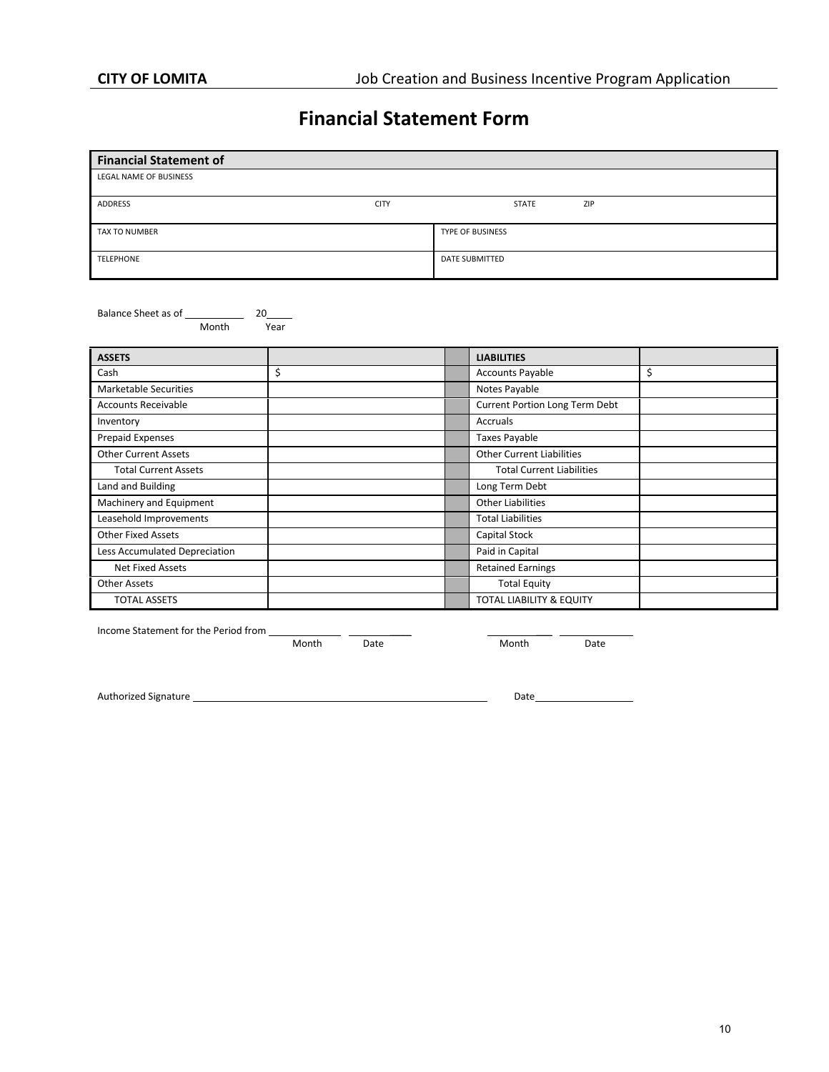# Financial Statement Form

| Financial Statement of | |
|---|---|
| LEGAL NAME OF BUSINESS | |
| ADDRESS CITY | STATE ZIP |
| TAX TO NUMBER | TYPE OF BUSINESS |
| TELEPHONE | DATE SUBMITTED |

Balance Sheet as of ____________ 20_____
Month Year

| ASSETS | | | LIABILITIES | |
|---|---|---|---|---|
| Cash | $ | | Accounts Payable | $ |
| Marketable Securities | | | Notes Payable | |
| Accounts Receivable | | | Current Portion Long Term Debt | |
| Inventory | | | Accruals | |
| Prepaid Expenses | | | Taxes Payable | |
| Other Current Assets | | | Other Current Liabilities | |
| Total Current Assets | | | Total Current Liabilities | |
| Land and Building | | | Long Term Debt | |
| Machinery and Equipment | | | Other Liabilities | |
| Leasehold Improvements | | | Total Liabilities | |
| Other Fixed Assets | | | Capital Stock | |
| Less Accumulated Depreciation | | | Paid in Capital | |
| Net Fixed Assets | | | Retained Earnings | |
| Other Assets | | | Total Equity | |
| TOTAL ASSETS | | | TOTAL LIABILITY & EQUITY | |

Income Statement for the Period from ____________ ____________ ____________ ____________
Month Date Month Date

Authorized Signature ________________________________________ Date________________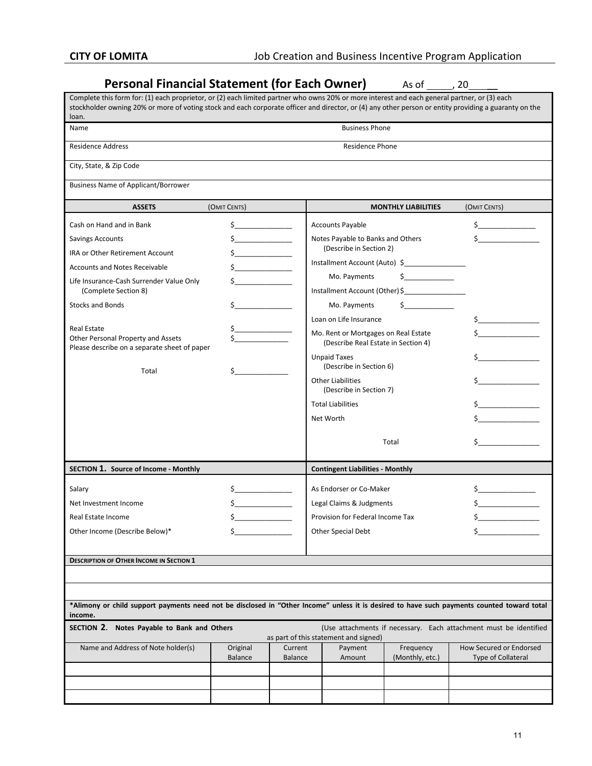## Personal Financial Statement (for Each Owner)

As of _____, 20____

Complete this form for: (1) each proprietor, or (2) each limited partner who owns 20% or more interest and each general partner, or (3) each stockholder owning 20% or more of voting stock and each corporate officer and director, or (4) any other person or entity providing a guaranty on the loan.

| Name | Business Phone |
|---|---|
| Residence Address | Residence Phone |
| City, State, & Zip Code | |
| Business Name of Applicant/Borrower | |

| ASSETS | (OMIT CENTS) | MONTHLY LIABILITIES | (OMIT CENTS) |
|---|---|---|---|
| Cash on Hand and in Bank | $______________ | Accounts Payable | $______________ |
| Savings Accounts | $______________ | Notes Payable to Banks and Others (Describe in Section 2) | $______________ |
| IRA or Other Retirement Account | $______________ | Installment Account (Auto) $______________ | |
| Accounts and Notes Receivable | $______________ | Mo. Payments $____________ | |
| Life Insurance-Cash Surrender Value Only (Complete Section 8) | $______________ | Installment Account (Other) $______________ | |
| Stocks and Bonds | $______________ | Mo. Payments $____________ | |
| | | Loan on Life Insurance | $______________ |
| Real Estate | $______________ | Mo. Rent or Mortgages on Real Estate (Describe Real Estate in Section 4) | $______________ |
| Other Personal Property and Assets Please describe on a separate sheet of paper | $______________ | Unpaid Taxes (Describe in Section 6) | $______________ |
| Total | $______________ | Other Liabilities (Describe in Section 7) | $______________ |
| | | Total Liabilities | $______________ |
| | | Net Worth | $______________ |
| | | Total | $______________ |

| SECTION 1. Source of Income - Monthly | | Contingent Liabilities - Monthly | |
|---|---|---|---|
| Salary | $______________ | As Endorser or Co-Maker | $______________ |
| Net Investment Income | $______________ | Legal Claims & Judgments | $______________ |
| Real Estate Income | $______________ | Provision for Federal Income Tax | $______________ |
| Other Income (Describe Below)* | $______________ | Other Special Debt | $______________ |

**DESCRIPTION OF OTHER INCOME IN SECTION 1**

_______________________________________________

_______________________________________________

***Alimony or child support payments need not be disclosed in "Other Income" unless it is desired to have such payments counted toward total income.**

**SECTION 2. Notes Payable to Bank and Others** (Use attachments if necessary. Each attachment must be identified as part of this statement and signed)

| Name and Address of Note holder(s) | Original Balance | Current Balance | Payment Amount | Frequency (Monthly, etc.) | How Secured or Endorsed Type of Collateral |
|---|---|---|---|---|---|
| | | | | | |
| | | | | | |
| | | | | | |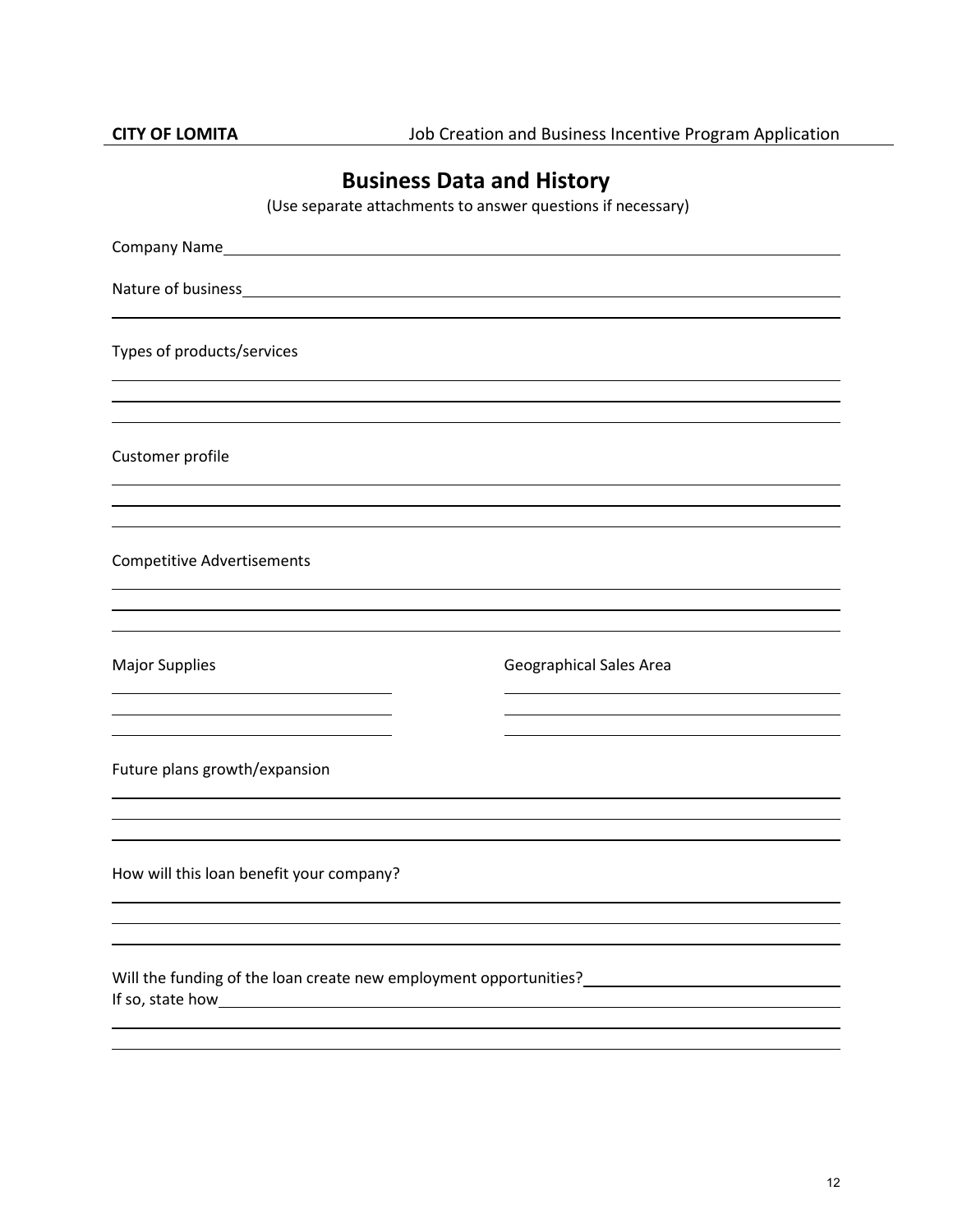# Business Data and History

(Use separate attachments to answer questions if necessary)

Company Name\_\_\_\_\_\_\_\_\_\_\_\_\_\_\_\_\_\_\_\_\_\_\_\_\_\_\_\_\_\_\_\_\_\_\_\_\_\_\_\_\_\_\_\_\_\_\_\_\_\_\_\_\_\_\_\_

Nature of business\_\_\_\_\_\_\_\_\_\_\_\_\_\_\_\_\_\_\_\_\_\_\_\_\_\_\_\_\_\_\_\_\_\_\_\_\_\_\_\_\_\_\_\_\_\_\_\_\_\_\_\_

\_\_\_\_\_\_\_\_\_\_\_\_\_\_\_\_\_\_\_\_\_\_\_\_\_\_\_\_\_\_\_\_\_\_\_\_\_\_\_\_\_\_\_\_\_\_\_\_\_\_\_\_\_\_\_\_\_\_\_\_\_\_\_\_\_\_\_\_

Types of products/services

\_\_\_\_\_\_\_\_\_\_\_\_\_\_\_\_\_\_\_\_\_\_\_\_\_\_\_\_\_\_\_\_\_\_\_\_\_\_\_\_\_\_\_\_\_\_\_\_\_\_\_\_\_\_\_\_\_\_\_\_\_\_\_\_\_\_\_\_

\_\_\_\_\_\_\_\_\_\_\_\_\_\_\_\_\_\_\_\_\_\_\_\_\_\_\_\_\_\_\_\_\_\_\_\_\_\_\_\_\_\_\_\_\_\_\_\_\_\_\_\_\_\_\_\_\_\_\_\_\_\_\_\_\_\_\_\_

\_\_\_\_\_\_\_\_\_\_\_\_\_\_\_\_\_\_\_\_\_\_\_\_\_\_\_\_\_\_\_\_\_\_\_\_\_\_\_\_\_\_\_\_\_\_\_\_\_\_\_\_\_\_\_\_\_\_\_\_\_\_\_\_\_\_\_\_

Customer profile

\_\_\_\_\_\_\_\_\_\_\_\_\_\_\_\_\_\_\_\_\_\_\_\_\_\_\_\_\_\_\_\_\_\_\_\_\_\_\_\_\_\_\_\_\_\_\_\_\_\_\_\_\_\_\_\_\_\_\_\_\_\_\_\_\_\_\_\_

\_\_\_\_\_\_\_\_\_\_\_\_\_\_\_\_\_\_\_\_\_\_\_\_\_\_\_\_\_\_\_\_\_\_\_\_\_\_\_\_\_\_\_\_\_\_\_\_\_\_\_\_\_\_\_\_\_\_\_\_\_\_\_\_\_\_\_\_

\_\_\_\_\_\_\_\_\_\_\_\_\_\_\_\_\_\_\_\_\_\_\_\_\_\_\_\_\_\_\_\_\_\_\_\_\_\_\_\_\_\_\_\_\_\_\_\_\_\_\_\_\_\_\_\_\_\_\_\_\_\_\_\_\_\_\_\_

Competitive Advertisements

\_\_\_\_\_\_\_\_\_\_\_\_\_\_\_\_\_\_\_\_\_\_\_\_\_\_\_\_\_\_\_\_\_\_\_\_\_\_\_\_\_\_\_\_\_\_\_\_\_\_\_\_\_\_\_\_\_\_\_\_\_\_\_\_\_\_\_\_

\_\_\_\_\_\_\_\_\_\_\_\_\_\_\_\_\_\_\_\_\_\_\_\_\_\_\_\_\_\_\_\_\_\_\_\_\_\_\_\_\_\_\_\_\_\_\_\_\_\_\_\_\_\_\_\_\_\_\_\_\_\_\_\_\_\_\_\_

\_\_\_\_\_\_\_\_\_\_\_\_\_\_\_\_\_\_\_\_\_\_\_\_\_\_\_\_\_\_\_\_\_\_\_\_\_\_\_\_\_\_\_\_\_\_\_\_\_\_\_\_\_\_\_\_\_\_\_\_\_\_\_\_\_\_\_\_

| Major Supplies | Geographical Sales Area |
|---|---|
| \_\_\_\_\_\_\_\_\_\_\_\_\_\_\_\_\_\_\_\_\_\_\_\_ | \_\_\_\_\_\_\_\_\_\_\_\_\_\_\_\_\_\_\_\_\_\_\_\_\_\_\_\_ |
| \_\_\_\_\_\_\_\_\_\_\_\_\_\_\_\_\_\_\_\_\_\_\_\_ | \_\_\_\_\_\_\_\_\_\_\_\_\_\_\_\_\_\_\_\_\_\_\_\_\_\_\_\_ |
| \_\_\_\_\_\_\_\_\_\_\_\_\_\_\_\_\_\_\_\_\_\_\_\_ | \_\_\_\_\_\_\_\_\_\_\_\_\_\_\_\_\_\_\_\_\_\_\_\_\_\_\_\_ |

Future plans growth/expansion

\_\_\_\_\_\_\_\_\_\_\_\_\_\_\_\_\_\_\_\_\_\_\_\_\_\_\_\_\_\_\_\_\_\_\_\_\_\_\_\_\_\_\_\_\_\_\_\_\_\_\_\_\_\_\_\_\_\_\_\_\_\_\_\_\_\_\_\_

\_\_\_\_\_\_\_\_\_\_\_\_\_\_\_\_\_\_\_\_\_\_\_\_\_\_\_\_\_\_\_\_\_\_\_\_\_\_\_\_\_\_\_\_\_\_\_\_\_\_\_\_\_\_\_\_\_\_\_\_\_\_\_\_\_\_\_\_

\_\_\_\_\_\_\_\_\_\_\_\_\_\_\_\_\_\_\_\_\_\_\_\_\_\_\_\_\_\_\_\_\_\_\_\_\_\_\_\_\_\_\_\_\_\_\_\_\_\_\_\_\_\_\_\_\_\_\_\_\_\_\_\_\_\_\_\_

How will this loan benefit your company?

\_\_\_\_\_\_\_\_\_\_\_\_\_\_\_\_\_\_\_\_\_\_\_\_\_\_\_\_\_\_\_\_\_\_\_\_\_\_\_\_\_\_\_\_\_\_\_\_\_\_\_\_\_\_\_\_\_\_\_\_\_\_\_\_\_\_\_\_

\_\_\_\_\_\_\_\_\_\_\_\_\_\_\_\_\_\_\_\_\_\_\_\_\_\_\_\_\_\_\_\_\_\_\_\_\_\_\_\_\_\_\_\_\_\_\_\_\_\_\_\_\_\_\_\_\_\_\_\_\_\_\_\_\_\_\_\_

\_\_\_\_\_\_\_\_\_\_\_\_\_\_\_\_\_\_\_\_\_\_\_\_\_\_\_\_\_\_\_\_\_\_\_\_\_\_\_\_\_\_\_\_\_\_\_\_\_\_\_\_\_\_\_\_\_\_\_\_\_\_\_\_\_\_\_\_

Will the funding of the loan create new employment opportunities?\_\_\_\_\_\_\_\_\_\_\_\_\_\_\_\_\_\_\_\_\_\_

If so, state how\_\_\_\_\_\_\_\_\_\_\_\_\_\_\_\_\_\_\_\_\_\_\_\_\_\_\_\_\_\_\_\_\_\_\_\_\_\_\_\_\_\_\_\_\_\_\_\_\_\_\_\_\_\_\_\_

\_\_\_\_\_\_\_\_\_\_\_\_\_\_\_\_\_\_\_\_\_\_\_\_\_\_\_\_\_\_\_\_\_\_\_\_\_\_\_\_\_\_\_\_\_\_\_\_\_\_\_\_\_\_\_\_\_\_\_\_\_\_\_\_\_\_\_\_

\_\_\_\_\_\_\_\_\_\_\_\_\_\_\_\_\_\_\_\_\_\_\_\_\_\_\_\_\_\_\_\_\_\_\_\_\_\_\_\_\_\_\_\_\_\_\_\_\_\_\_\_\_\_\_\_\_\_\_\_\_\_\_\_\_\_\_\_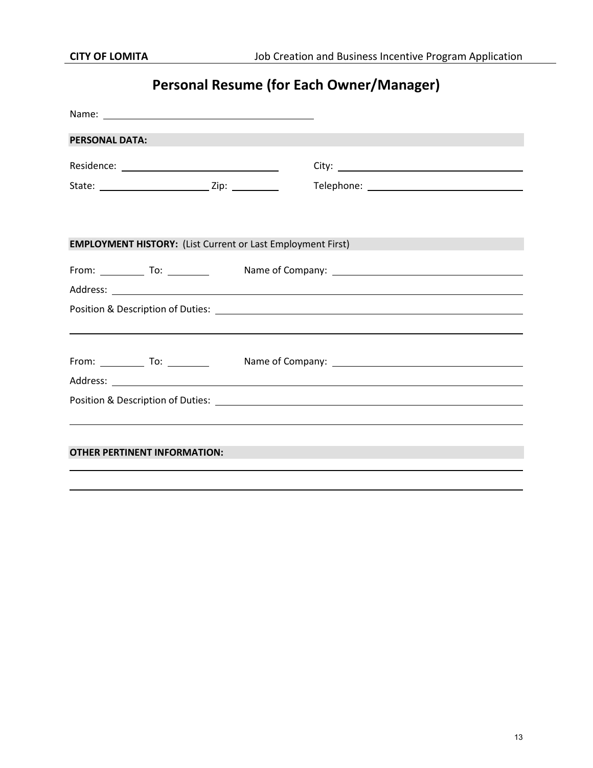# Personal Resume (for Each Owner/Manager)

Name: ______________________________

**PERSONAL DATA:**

Residence: ______________________ City: ______________________

State: ______________ Zip: ________ Telephone: ______________________

**EMPLOYMENT HISTORY:** (List Current or Last Employment First)

From: ________ To: ________ Name of Company: ______________________

Address: ____________________________________________

Position & Description of Duties: ______________________

____________________________________________

From: ________ To: ________ Name of Company: ______________________

Address: ____________________________________________

Position & Description of Duties: ______________________

____________________________________________

**OTHER PERTINENT INFORMATION:**

____________________________________________

____________________________________________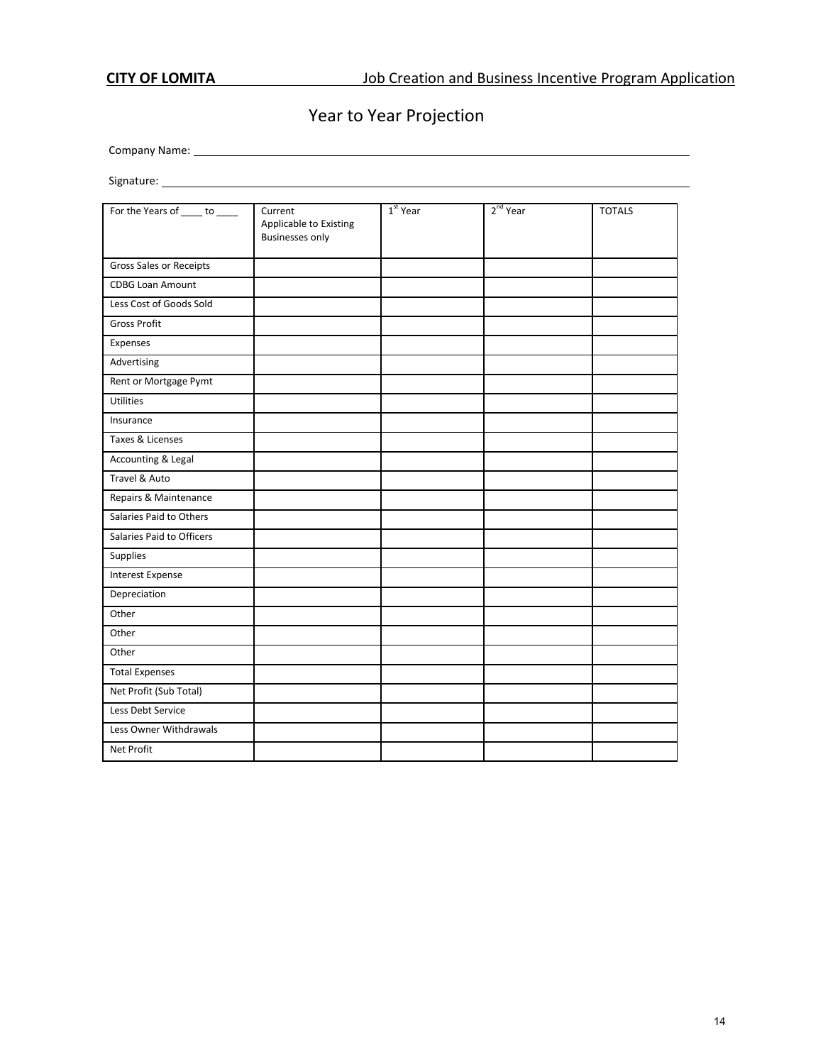**CITY OF LOMITA** Job Creation and Business Incentive Program Application

# Year to Year Projection

Company Name: ____________________________________________

Signature: ____________________________________________

| For the Years of ____ to ____ | Current Applicable to Existing Businesses only | 1st Year | 2nd Year | TOTALS |
|---|---|---|---|---|
| Gross Sales or Receipts | | | | |
| CDBG Loan Amount | | | | |
| Less Cost of Goods Sold | | | | |
| Gross Profit | | | | |
| Expenses | | | | |
| Advertising | | | | |
| Rent or Mortgage Pymt | | | | |
| Utilities | | | | |
| Insurance | | | | |
| Taxes & Licenses | | | | |
| Accounting & Legal | | | | |
| Travel & Auto | | | | |
| Repairs & Maintenance | | | | |
| Salaries Paid to Others | | | | |
| Salaries Paid to Officers | | | | |
| Supplies | | | | |
| Interest Expense | | | | |
| Depreciation | | | | |
| Other | | | | |
| Other | | | | |
| Other | | | | |
| Total Expenses | | | | |
| Net Profit (Sub Total) | | | | |
| Less Debt Service | | | | |
| Less Owner Withdrawals | | | | |
| Net Profit | | | | |